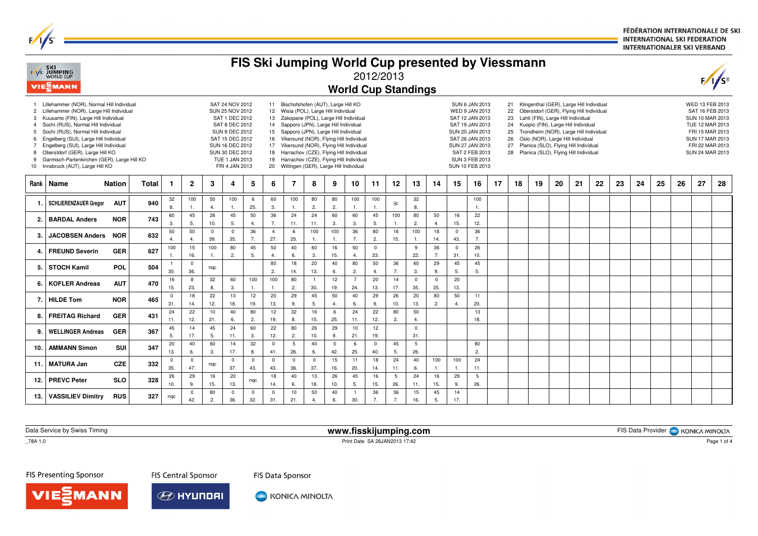FÉDÉRATION INTERNATIONALE DE SKI
INTERNATIONAL SKI FEDERATION
INTERNATIONALER SKI VERBAND

# FIS Ski Jumping World Cup presented by Viessmann

2012/2013

## World Cup Standings

1 Lillehammer (NOR), Normal Hill Individual — SAT 24 NOV 2012
2 Lillehammer (NOR), Large Hill Individual — SUN 25 NOV 2012
3 Kuusamo (FIN), Large Hill Individual — SAT 1 DEC 2012
4 Sochi (RUS), Normal Hill Individual — SAT 8 DEC 2012
5 Sochi (RUS), Normal Hill Individual — SUN 9 DEC 2012
6 Engelberg (SUI), Large Hill Individual — SAT 15 DEC 2012
7 Engelberg (SUI), Large Hill Individual — SUN 16 DEC 2012
8 Oberstdorf (GER), Large Hill KO — SUN 30 DEC 2012
9 Garmisch-Partenkirchen (GER), Large Hill KO — TUE 1 JAN 2013
10 Innsbruck (AUT), Large Hill KO — FRI 4 JAN 2013
11 Bischofshofen (AUT), Large Hill KO — SUN 6 JAN 2013
12 Wisla (POL), Large Hill Individual — WED 9 JAN 2013
13 Zakopane (POL), Large Hill Individual — SAT 12 JAN 2013
14 Sapporo (JPN), Large Hill Individual — SAT 19 JAN 2013
15 Sapporo (JPN), Large Hill Individual — SUN 20 JAN 2013
16 Vikersund (NOR), Flying Hill Individual — SAT 26 JAN 2013
17 Vikersund (NOR), Flying Hill Individual — SUN 27 JAN 2013
18 Harrachov (CZE), Flying Hill Individual — SAT 2 FEB 2013
19 Harrachov (CZE), Flying Hill Individual — SUN 3 FEB 2013
20 Willingen (GER), Large Hill Individual — SUN 10 FEB 2013
21 Klingenthal (GER), Large Hill Individual — WED 13 FEB 2013
22 Oberstdorf (GER), Flying Hill Individual — SAT 16 FEB 2013
23 Lahti (FIN), Large Hill Individual — SUN 10 MAR 2013
24 Kuopio (FIN), Large Hill Individual — TUE 12 MAR 2013
25 Trondheim (NOR), Large Hill Individual — FRI 15 MAR 2013
26 Oslo (NOR), Large Hill Individual — SUN 17 MAR 2013
27 Planica (SLO), Flying Hill Individual — FRI 22 MAR 2013
28 Planica (SLO), Flying Hill Individual — SUN 24 MAR 2013

| Rank | Name | Nation | Total | 1 | 2 | 3 | 4 | 5 | 6 | 7 | 8 | 9 | 10 | 11 | 12 | 13 | 14 | 15 | 16 | 17 | 18 | 19 | 20 | 21 | 22 | 23 | 24 | 25 | 26 | 27 | 28 |
|---|---|---|---|---|---|---|---|---|---|---|---|---|---|---|---|---|---|---|---|---|---|---|---|---|---|---|---|---|---|---|---|
| 1. | SCHLIERENZAUER Gregor | AUT | 940 | 32 8. | 100 1. | 50 4. | 100 1. | 6 25. | 60 3. | 100 1. | 80 2. | 80 2. | 100 1. | 100 1. | ijc | 32 8. | | | 100 1. | | | | | | | | | | | | |
| 2. | BARDAL Anders | NOR | 743 | 60 3. | 45 5. | 26 10. | 45 5. | 50 4. | 36 7. | 24 11. | 24 11. | 60 3. | 60 3. | 45 5. | 100 1. | 80 2. | 50 4. | 16 15. | 22 12. | | | | | | | | | | | | |
| 3. | JACOBSEN Anders | NOR | 632 | 50 4. | 50 4. | 0 39. | 0 35. | 36 7. | 4 27. | 6 25. | 100 1. | 100 1. | 36 7. | 80 2. | 16 15. | 100 1. | 18 14. | 0 43. | 36 7. | | | | | | | | | | | | |
| 4. | FREUND Severin | GER | 627 | 100 1. | 15 16. | 100 1. | 80 2. | 45 5. | 50 4. | 40 6. | 60 3. | 16 15. | 50 4. | 0 33. | | 9 22. | 36 7. | 0 31. | 26 10. | | | | | | | | | | | | |
| 5. | STOCH Kamil | POL | 504 | 1 30. | 0 36. | nqc | | | 80 2. | 18 14. | 20 13. | 40 6. | 80 2. | 50 4. | 36 7. | 60 3. | 29 9. | 45 5. | 45 5. | | | | | | | | | | | | |
| 6. | KOFLER Andreas | AUT | 470 | 16 15. | 8 23. | 32 8. | 60 3. | 100 1. | 100 1. | 80 2. | 1 30. | 12 19. | 7 24. | 20 13. | 14 17. | 0 35. | 0 35. | 20 13. | | | | | | | | | | | | | |
| 7. | HILDE Tom | NOR | 465 | 0 31. | 18 14. | 22 12. | 13 18. | 12 19. | 20 13. | 29 9. | 45 5. | 50 4. | 40 6. | 29 9. | 26 10. | 20 13. | 80 2. | 50 4. | 11 20. | | | | | | | | | | | | |
| 8. | FREITAG Richard | GER | 431 | 24 11. | 22 12. | 10 21. | 40 6. | 80 2. | 12 19. | 32 8. | 16 15. | 6 25. | 24 11. | 22 12. | 80 2. | 50 4. | | | 13 18. | | | | | | | | | | | | |
| 9. | WELLINGER Andreas | GER | 367 | 45 5. | 14 17. | 45 5. | 24 11. | 60 3. | 22 12. | 80 2. | 26 10. | 29 9. | 10 21. | 12 19. | | 0 31. | | | | | | | | | | | | | | | |
| 10. | AMMANN Simon | SUI | 347 | 20 13. | 40 6. | 60 3. | 14 17. | 32 8. | 0 41. | 5 26. | 40 6. | 0 42. | 6 25. | 0 40. | 45 5. | 5 26. | | | 80 2. | | | | | | | | | | | | |
| 11. | MATURA Jan | CZE | 332 | 0 35. | 0 47. | nqc | 0 37. | 0 43. | 0 43. | 0 36. | 0 37. | 15 16. | 11 20. | 18 14. | 24 11. | 40 6. | 100 1. | 100 1. | 24 11. | | | | | | | | | | | | |
| 12. | PREVC Peter | SLO | 328 | 26 10. | 29 9. | 16 15. | 20 13. | nqc | 18 14. | 40 6. | 13 18. | 26 10. | 45 5. | 16 15. | 5 26. | 24 11. | 16 15. | 29 9. | 5 26. | | | | | | | | | | | | |
| 13. | VASSILIEV Dimitry | RUS | 327 | nqc | 0 42. | 80 2. | 0 36. | 0 32. | 0 31. | 10 21. | 50 4. | 40 6. | 1 30. | 36 7. | 36 7. | 15 16. | 45 5. | 14 17. | | | | | | | | | | | | | |

Data Service by Swiss Timing — **www.fisskijumping.com** — FIS Data Provider KONICA MINOLTA

_78A 1.0 — Print Date SA 26JAN2013 17:42

FIS Presenting Sponsor: VIESSMANN — FIS Central Sponsor: HYUNDAI — FIS Data Sponsor: KONICA MINOLTA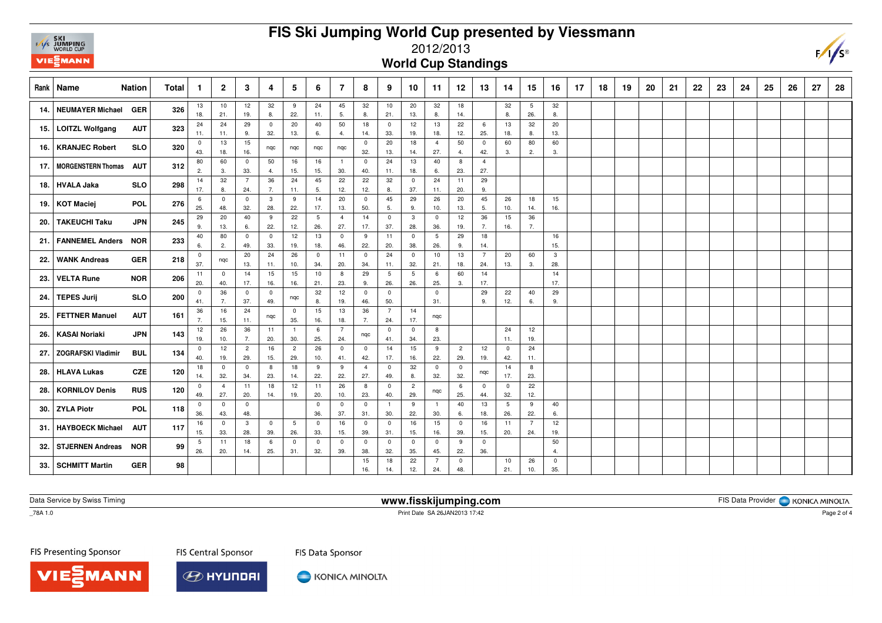# FIS Ski Jumping World Cup presented by Viessmann

## 2012/2013

## World Cup Standings

| Rank | Name | Nation | Total | 1 | 2 | 3 | 4 | 5 | 6 | 7 | 8 | 9 | 10 | 11 | 12 | 13 | 14 | 15 | 16 | 17 | 18 | 19 | 20 | 21 | 22 | 23 | 24 | 25 | 26 | 27 | 28 |
|---|---|---|---|---|---|---|---|---|---|---|---|---|---|---|---|---|---|---|---|---|---|---|---|---|---|---|---|---|---|---|---|
| 14. | NEUMAYER Michael | GER | 326 | 13 18. | 10 21. | 12 19. | 32 8. | 9 22. | 24 11. | 45 5. | 32 8. | 10 21. | 20 13. | 32 8. | 18 14. | | 32 8. | 5 26. | 32 8. | | | | | | | | | | | | |
| 15. | LOITZL Wolfgang | AUT | 323 | 24 11. | 24 11. | 29 9. | 0 32. | 20 13. | 40 6. | 50 4. | 18 14. | 0 33. | 12 19. | 13 18. | 22 12. | 6 25. | 13 18. | 32 8. | 20 13. | | | | | | | | | | | | |
| 16. | KRANJEC Robert | SLO | 320 | 0 43. | 13 18. | 15 16. | nqc | nqc | nqc | nqc | 0 32. | 20 13. | 18 14. | 4 27. | 50 4. | 0 42. | 60 3. | 80 2. | 60 3. | | | | | | | | | | | | |
| 17. | MORGENSTERN Thomas | AUT | 312 | 80 2. | 60 3. | 0 33. | 50 4. | 16 15. | 16 15. | 1 30. | 0 40. | 24 11. | 13 18. | 40 6. | 8 23. | 4 27. | | | | | | | | | | | | | | | |
| 18. | HVALA Jaka | SLO | 298 | 14 17. | 32 8. | 7 24. | 36 7. | 24 11. | 45 5. | 22 12. | 22 12. | 32 8. | 0 37. | 24 11. | 11 20. | 29 9. | | | | | | | | | | | | | | | |
| 19. | KOT Maciej | POL | 276 | 6 25. | 0 48. | 0 32. | 3 28. | 9 22. | 14 17. | 20 13. | 0 50. | 45 5. | 29 9. | 26 10. | 20 13. | 45 5. | 26 10. | 18 14. | 15 16. | | | | | | | | | | | | |
| 20. | TAKEUCHI Taku | JPN | 245 | 29 9. | 20 13. | 40 6. | 9 22. | 22 12. | 5 26. | 4 27. | 14 17. | 0 37. | 3 28. | 0 36. | 12 19. | 36 7. | 15 16. | 36 7. | | | | | | | | | | | | | |
| 21. | FANNEMEL Anders | NOR | 233 | 40 6. | 80 2. | 0 49. | 0 33. | 12 19. | 13 18. | 0 46. | 9 22. | 11 20. | 0 38. | 5 26. | 29 9. | 18 14. | | | 16 15. | | | | | | | | | | | | |
| 22. | WANK Andreas | GER | 218 | 0 37. | nqc | 20 13. | 24 11. | 26 10. | 0 34. | 11 20. | 0 34. | 24 11. | 0 32. | 10 21. | 13 18. | 7 24. | 20 13. | 60 3. | 3 28. | | | | | | | | | | | | |
| 23. | VELTA Rune | NOR | 206 | 11 20. | 0 40. | 14 17. | 15 16. | 15 16. | 10 21. | 8 23. | 29 9. | 5 26. | 5 26. | 6 25. | 60 3. | 14 17. | | | 14 17. | | | | | | | | | | | | |
| 24. | TEPES Jurij | SLO | 200 | 0 41. | 36 7. | 0 37. | 0 49. | nqc | 32 8. | 12 19. | 0 46. | 0 50. | | 0 31. | | 29 9. | 22 12. | 40 6. | 29 9. | | | | | | | | | | | | |
| 25. | FETTNER Manuel | AUT | 161 | 36 7. | 16 15. | 24 11. | nqc | 0 35. | 15 16. | 13 18. | 36 7. | 7 24. | 14 17. | nqc | | | | | | | | | | | | | | | | | |
| 26. | KASAI Noriaki | JPN | 143 | 12 19. | 26 10. | 36 7. | 11 20. | 1 30. | 6 25. | 7 24. | nqc | 0 41. | 0 34. | 8 23. | | | 24 11. | 12 19. | | | | | | | | | | | | | |
| 27. | ZOGRAFSKI Vladimir | BUL | 134 | 0 40. | 12 19. | 2 29. | 16 15. | 2 29. | 26 10. | 0 41. | 0 42. | 14 17. | 15 16. | 9 22. | 2 29. | 12 19. | 0 42. | 24 11. | | | | | | | | | | | | | |
| 28. | HLAVA Lukas | CZE | 120 | 18 14. | 0 32. | 0 34. | 8 23. | 18 14. | 9 22. | 9 22. | 4 27. | 0 49. | 32 8. | 0 32. | 0 32. | nqc | 14 17. | 8 23. | | | | | | | | | | | | | |
| 28. | KORNILOV Denis | RUS | 120 | 0 49. | 4 27. | 11 20. | 18 14. | 12 19. | 11 20. | 26 10. | 8 23. | 0 40. | 2 29. | nqc | 6 25. | 0 44. | 0 32. | 22 12. | | | | | | | | | | | | | |
| 30. | ZYLA Piotr | POL | 118 | 0 36. | 0 43. | 0 48. | | | 0 36. | 0 37. | 0 31. | 1 30. | 9 22. | 1 30. | 40 6. | 13 18. | 5 26. | 9 22. | 40 6. | | | | | | | | | | | | |
| 31. | HAYBOECK Michael | AUT | 117 | 16 15. | 0 33. | 3 28. | 0 39. | 5 26. | 0 33. | 16 15. | 0 39. | 0 31. | 16 15. | 15 16. | 0 39. | 16 15. | 11 20. | 7 24. | 12 19. | | | | | | | | | | | | |
| 32. | STJERNEN Andreas | NOR | 99 | 5 26. | 11 20. | 18 14. | 6 25. | 0 31. | 0 32. | 0 39. | 0 38. | 0 32. | 0 35. | 0 45. | 9 22. | 0 36. | | | 50 4. | | | | | | | | | | | | |
| 33. | SCHMITT Martin | GER | 98 | | | | | | | | 15 16. | 18 14. | 22 12. | 7 24. | 0 48. | | 10 21. | 26 10. | 0 35. | | | | | | | | | | | | |

Data Service by Swiss Timing

www.fisskijumping.com

FIS Data Provider KONICA MINOLTA

_78A 1.0

Print Date SA 26JAN2013 17:42

FIS Presenting Sponsor VIESSMANN

FIS Central Sponsor HYUNDAI

FIS Data Sponsor KONICA MINOLTA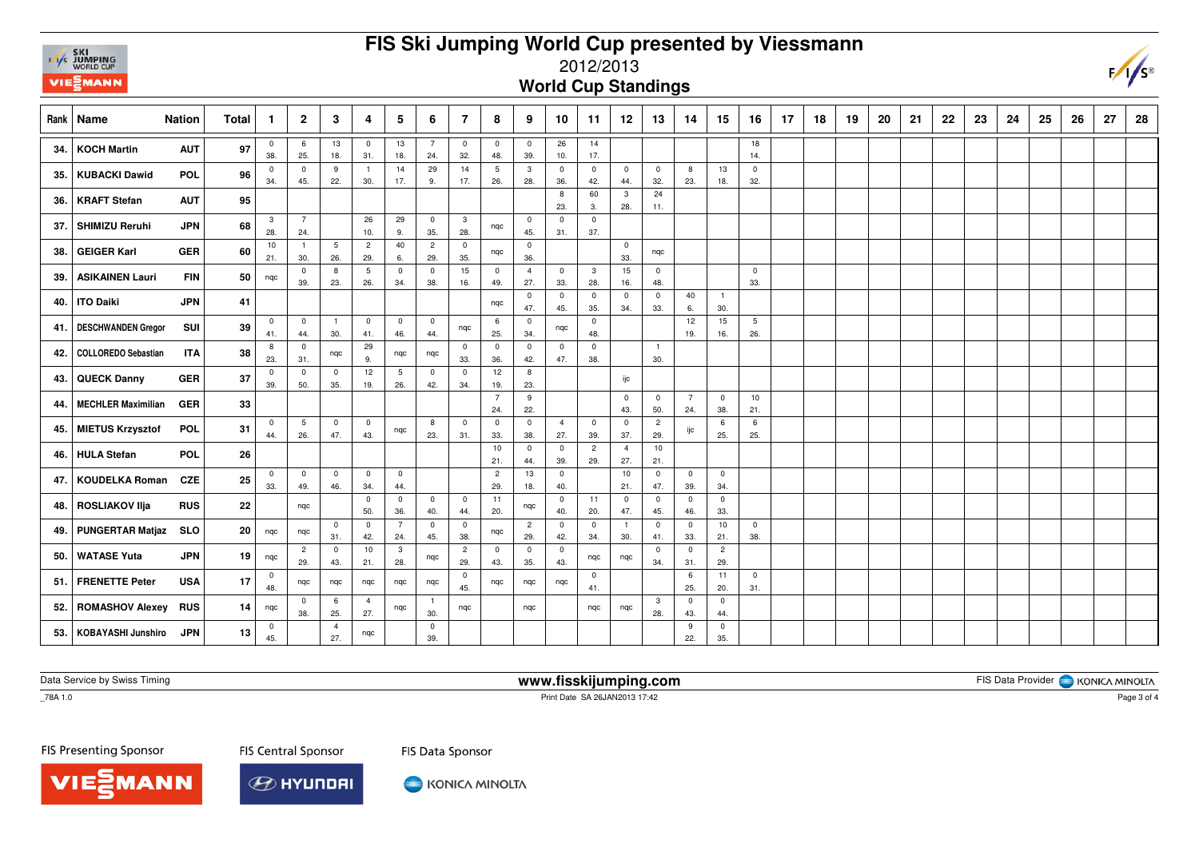# FIS Ski Jumping World Cup presented by Viessmann

## 2012/2013

## World Cup Standings

| Rank | Name | Nation | Total | 1 | 2 | 3 | 4 | 5 | 6 | 7 | 8 | 9 | 10 | 11 | 12 | 13 | 14 | 15 | 16 | 17 | 18 | 19 | 20 | 21 | 22 | 23 | 24 | 25 | 26 | 27 | 28 |
|---|---|---|---|---|---|---|---|---|---|---|---|---|---|---|---|---|---|---|---|---|---|---|---|---|---|---|---|---|---|---|---|
| 34. | KOCH Martin | AUT | 97 | 0 38. | 6 25. | 13 18. | 0 31. | 13 18. | 7 24. | 0 32. | 0 48. | 0 39. | 26 10. | 14 17. | | | | | 18 14. | | | | | | | | | | | | |
| 35. | KUBACKI Dawid | POL | 96 | 0 34. | 0 45. | 9 22. | 1 30. | 14 17. | 29 9. | 14 17. | 5 26. | 3 28. | 0 36. | 0 42. | 0 44. | 0 32. | 8 23. | 13 18. | 0 32. | | | | | | | | | | | | |
| 36. | KRAFT Stefan | AUT | 95 | | | | | | | | | | 8 23. | 60 3. | 3 28. | 24 11. | | | | | | | | | | | | | | | |
| 37. | SHIMIZU Reruhi | JPN | 68 | 3 28. | 7 24. | | 26 10. | 29 9. | 0 35. | 3 28. | nqc | 0 45. | 0 31. | 0 37. | | | | | | | | | | | | | | | | | |
| 38. | GEIGER Karl | GER | 60 | 10 21. | 1 30. | 5 26. | 2 29. | 40 6. | 2 29. | 0 35. | nqc | 0 36. | | | 0 33. | nqc | | | | | | | | | | | | | | | |
| 39. | ASIKAINEN Lauri | FIN | 50 | nqc | 0 39. | 8 23. | 5 26. | 0 34. | 0 38. | 15 16. | 0 49. | 4 27. | 0 33. | 3 28. | 15 16. | 0 48. | | | 0 33. | | | | | | | | | | | | |
| 40. | ITO Daiki | JPN | 41 | | | | | | | | nqc | 0 47. | 0 45. | 0 35. | 0 34. | 0 33. | 40 6. | 1 30. | | | | | | | | | | | | | |
| 41. | DESCHWANDEN Gregor | SUI | 39 | 0 41. | 0 44. | 1 30. | 0 41. | 0 46. | 0 44. | nqc | 6 25. | 0 34. | nqc | 0 48. | | | 12 19. | 15 16. | 5 26. | | | | | | | | | | | | |
| 42. | COLLOREDO Sebastian | ITA | 38 | 8 23. | 0 31. | nqc | 29 9. | nqc | nqc | 0 33. | 0 36. | 0 42. | 0 47. | 0 38. | | 1 30. | | | | | | | | | | | | | | | |
| 43. | QUECK Danny | GER | 37 | 0 39. | 0 50. | 0 35. | 12 19. | 5 26. | 0 42. | 0 34. | 12 19. | 8 23. | | | ijc | | | | | | | | | | | | | | | | |
| 44. | MECHLER Maximilian | GER | 33 | | | | | | | | 7 24. | 9 22. | | | 0 43. | 0 50. | 7 24. | 0 38. | 10 21. | | | | | | | | | | | | |
| 45. | MIETUS Krzysztof | POL | 31 | 0 44. | 5 26. | 0 47. | 0 43. | nqc | 8 23. | 0 31. | 0 33. | 0 38. | 4 27. | 0 39. | 0 37. | 2 29. | ijc | 6 25. | 6 25. | | | | | | | | | | | | |
| 46. | HULA Stefan | POL | 26 | | | | | | | | 10 21. | 0 44. | 0 39. | 2 29. | 4 27. | 10 21. | | | | | | | | | | | | | | | |
| 47. | KOUDELKA Roman | CZE | 25 | 0 33. | 0 49. | 0 46. | 0 34. | 0 44. | | | 2 29. | 13 18. | 0 40. | | 10 21. | 0 47. | 0 39. | 0 34. | | | | | | | | | | | | | |
| 48. | ROSLIAKOV Ilja | RUS | 22 | | nqc | | 0 50. | 0 36. | 0 40. | 0 44. | 11 20. | nqc | 0 40. | 11 20. | 0 47. | 0 45. | 0 46. | 0 33. | | | | | | | | | | | | | |
| 49. | PUNGERTAR Matjaz | SLO | 20 | nqc | nqc | 0 31. | 0 42. | 7 24. | 0 45. | 0 38. | nqc | 2 29. | 0 42. | 0 34. | 1 30. | 0 41. | 0 33. | 10 21. | 0 38. | | | | | | | | | | | | |
| 50. | WATASE Yuta | JPN | 19 | nqc | 2 29. | 0 43. | 10 21. | 3 28. | nqc | 2 29. | 0 43. | 0 35. | 0 43. | nqc | nqc | 0 34. | 0 31. | 2 29. | | | | | | | | | | | | | |
| 51. | FRENETTE Peter | USA | 17 | 0 48. | nqc | nqc | nqc | nqc | nqc | 0 45. | nqc | nqc | nqc | 0 41. | | | 6 25. | 11 20. | 0 31. | | | | | | | | | | | | |
| 52. | ROMASHOV Alexey | RUS | 14 | nqc | 0 38. | 6 25. | 4 27. | nqc | 1 30. | nqc | | nqc | | nqc | nqc | 3 28. | 0 43. | 0 44. | | | | | | | | | | | | | |
| 53. | KOBAYASHI Junshiro | JPN | 13 | 0 45. | | 4 27. | nqc | | 0 39. | | | | | | | | 9 22. | 0 35. | | | | | | | | | | | | | |

Data Service by Swiss Timing

www.fisskijumping.com

FIS Data Provider KONICA MINOLTA

_78A 1.0

Print Date SA 26JAN2013 17:42

FIS Presenting Sponsor VIESSMANN

FIS Central Sponsor HYUNDAI

FIS Data Sponsor KONICA MINOLTA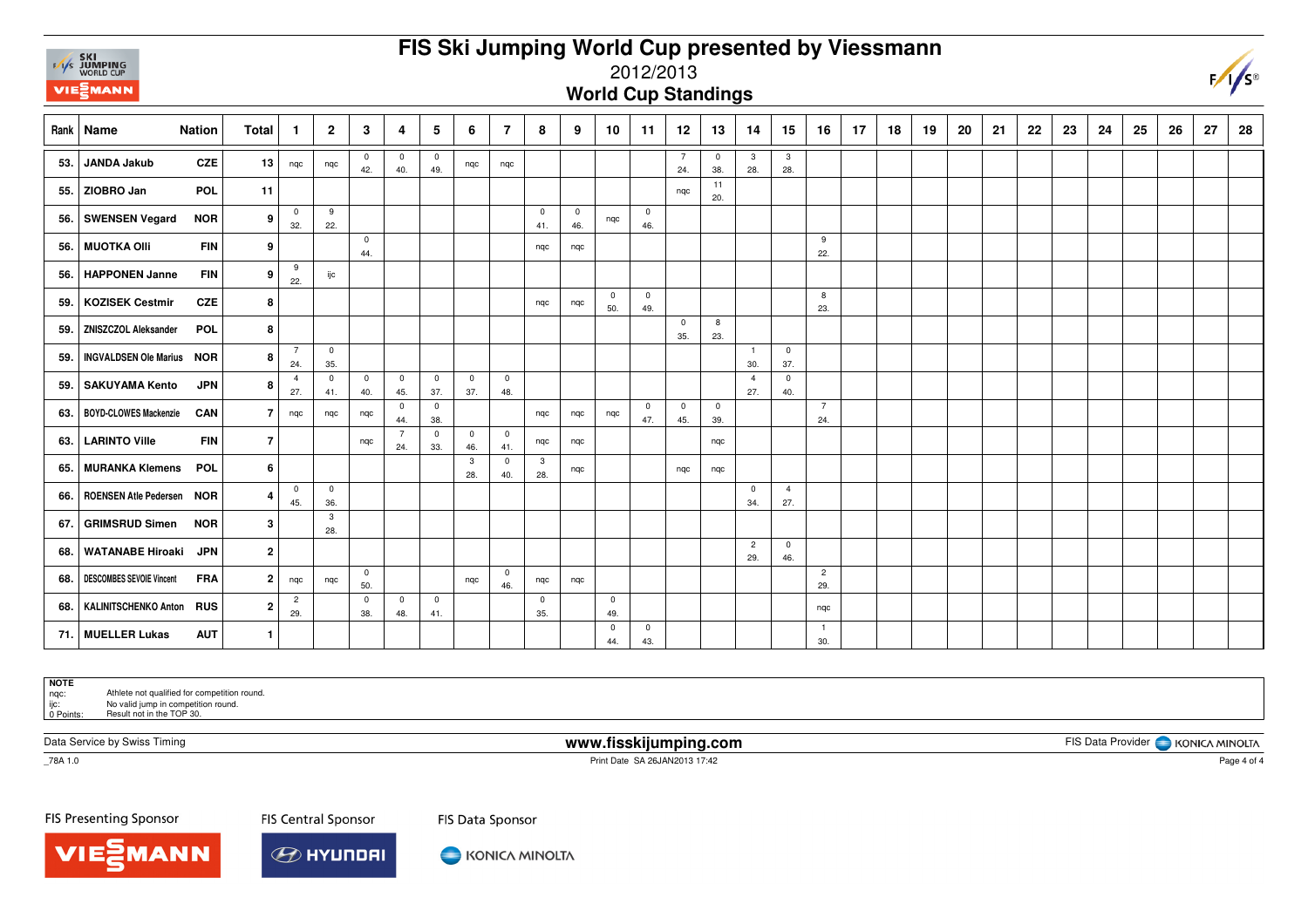# FIS Ski Jumping World Cup presented by Viessmann

2012/2013

## World Cup Standings

| Rank | Name | Nation | Total | 1 | 2 | 3 | 4 | 5 | 6 | 7 | 8 | 9 | 10 | 11 | 12 | 13 | 14 | 15 | 16 | 17 | 18 | 19 | 20 | 21 | 22 | 23 | 24 | 25 | 26 | 27 | 28 |
|---|---|---|---|---|---|---|---|---|---|---|---|---|---|---|---|---|---|---|---|---|---|---|---|---|---|---|---|---|---|---|---|
| 53. | JANDA Jakub | CZE | 13 | nqc | nqc | 0 42. | 0 40. | 0 49. | nqc | nqc | | | | | 7 24. | 0 38. | 3 28. | 3 28. | | | | | | | | | | | | | |
| 55. | ZIOBRO Jan | POL | 11 | | | | | | | | | | | | nqc | 11 20. | | | | | | | | | | | | | | | |
| 56. | SWENSEN Vegard | NOR | 9 | 0 32. | 9 22. | | | | | | 0 41. | 0 46. | nqc | 0 46. | | | | | | | | | | | | | | | | | |
| 56. | MUOTKA Olli | FIN | 9 | | | 0 44. | | | | | nqc | nqc | | | | | | | 9 22. | | | | | | | | | | | | |
| 56. | HAPPONEN Janne | FIN | 9 | 9 22. | ijc | | | | | | | | | | | | | | | | | | | | | | | | | | |
| 59. | KOZISEK Cestmir | CZE | 8 | | | | | | | | nqc | nqc | 0 50. | 0 49. | | | | | 8 23. | | | | | | | | | | | | |
| 59. | ZNISZCZOL Aleksander | POL | 8 | | | | | | | | | | | | 0 35. | 8 23. | | | | | | | | | | | | | | | |
| 59. | INGVALDSEN Ole Marius | NOR | 8 | 7 24. | 0 35. | | | | | | | | | | | | 1 30. | 0 37. | | | | | | | | | | | | | |
| 59. | SAKUYAMA Kento | JPN | 8 | 4 27. | 0 41. | 0 40. | 0 45. | 0 37. | 0 37. | 0 48. | | | | | | | 4 27. | 0 40. | | | | | | | | | | | | | |
| 63. | BOYD-CLOWES Mackenzie | CAN | 7 | nqc | nqc | nqc | 0 44. | 0 38. | | | nqc | nqc | nqc | 0 47. | 0 45. | 0 39. | | | 7 24. | | | | | | | | | | | | |
| 63. | LARINTO Ville | FIN | 7 | | | nqc | 7 24. | 0 33. | 0 46. | 0 41. | nqc | nqc | | | | nqc | | | | | | | | | | | | | | | |
| 65. | MURANKA Klemens | POL | 6 | | | | | | 3 28. | 0 40. | 3 28. | nqc | | | nqc | nqc | | | | | | | | | | | | | | | |
| 66. | ROENSEN Atle Pedersen | NOR | 4 | 0 45. | 0 36. | | | | | | | | | | | | 0 34. | 4 27. | | | | | | | | | | | | | |
| 67. | GRIMSRUD Simen | NOR | 3 | | 3 28. | | | | | | | | | | | | | | | | | | | | | | | | | | |
| 68. | WATANABE Hiroaki | JPN | 2 | | | | | | | | | | | | | | 2 29. | 0 46. | | | | | | | | | | | | | |
| 68. | DESCOMBES SEVOIE Vincent | FRA | 2 | nqc | nqc | 0 50. | | | nqc | 0 46. | nqc | nqc | | | | | | | 2 29. | | | | | | | | | | | | |
| 68. | KALINITSCHENKO Anton | RUS | 2 | 2 29. | | 0 38. | 0 48. | 0 41. | | | 0 35. | | 0 49. | | | | | | nqc | | | | | | | | | | | | |
| 71. | MUELLER Lukas | AUT | 1 | | | | | | | | | | 0 44. | 0 43. | | | | | 1 30. | | | | | | | | | | | | |

**NOTE**
nqc: Athlete not qualified for competition round.
ijc: No valid jump in competition round.
0 Points: Result not in the TOP 30.

Data Service by Swiss Timing

www.fisskijumping.com

FIS Data Provider KONICA MINOLTA

_78A 1.0

Print Date SA 26JAN2013 17:42

FIS Presenting Sponsor VIESSMANN

FIS Central Sponsor HYUNDAI

FIS Data Sponsor KONICA MINOLTA